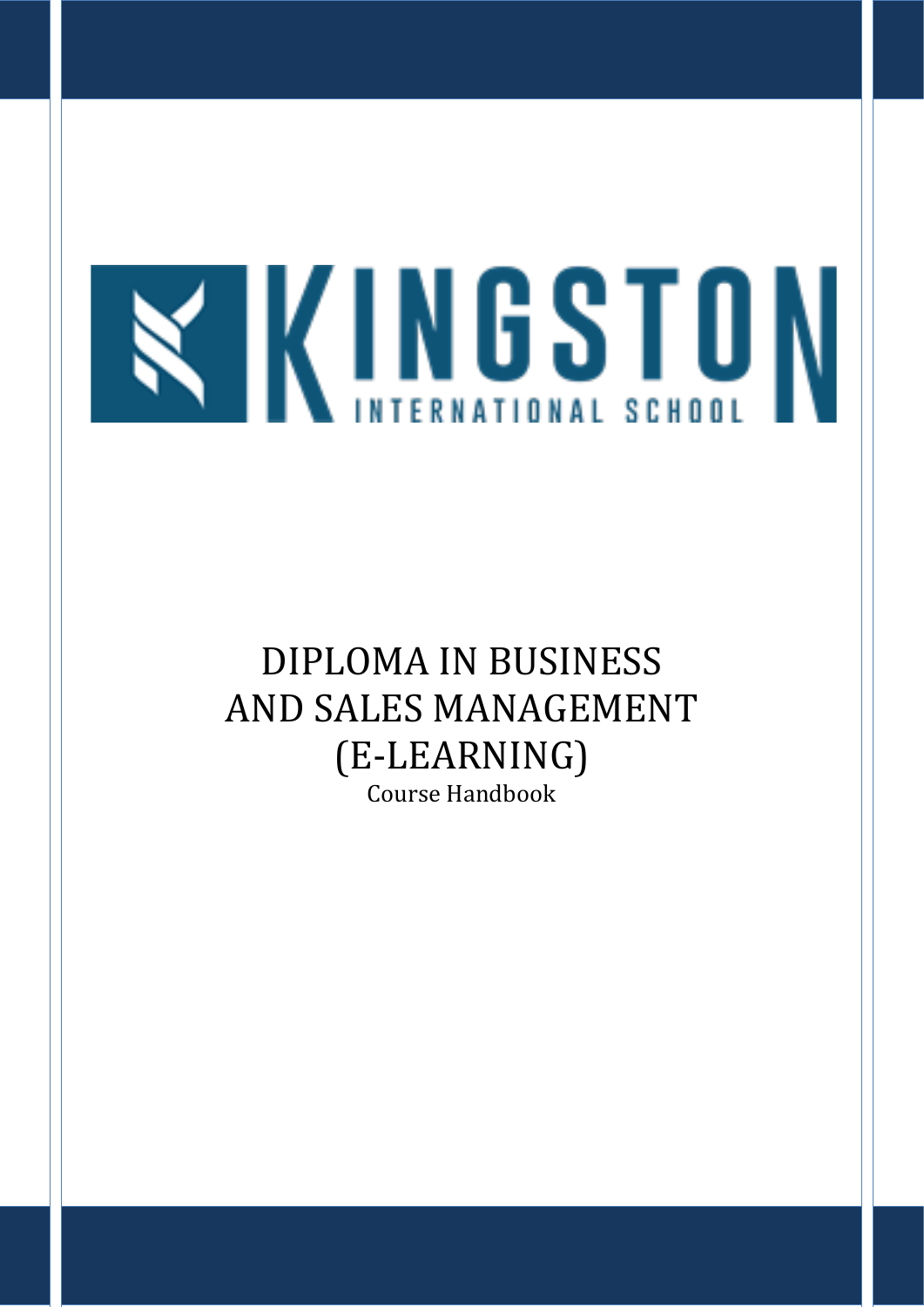KINGSTON INTERNATIONAL SCHOOL

# DIPLOMA IN BUSINESS AND SALES MANAGEMENT (E-LEARNING)

Course Handbook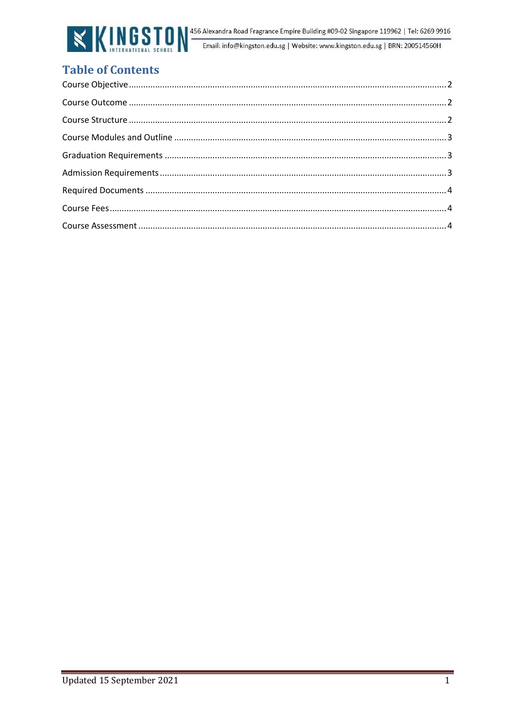# Table of Contents

Course Objective .......... 2

Course Outcome .......... 2

Course Structure .......... 2

Course Modules and Outline .......... 3

Graduation Requirements .......... 3

Admission Requirements .......... 3

Required Documents .......... 4

Course Fees .......... 4

Course Assessment .......... 4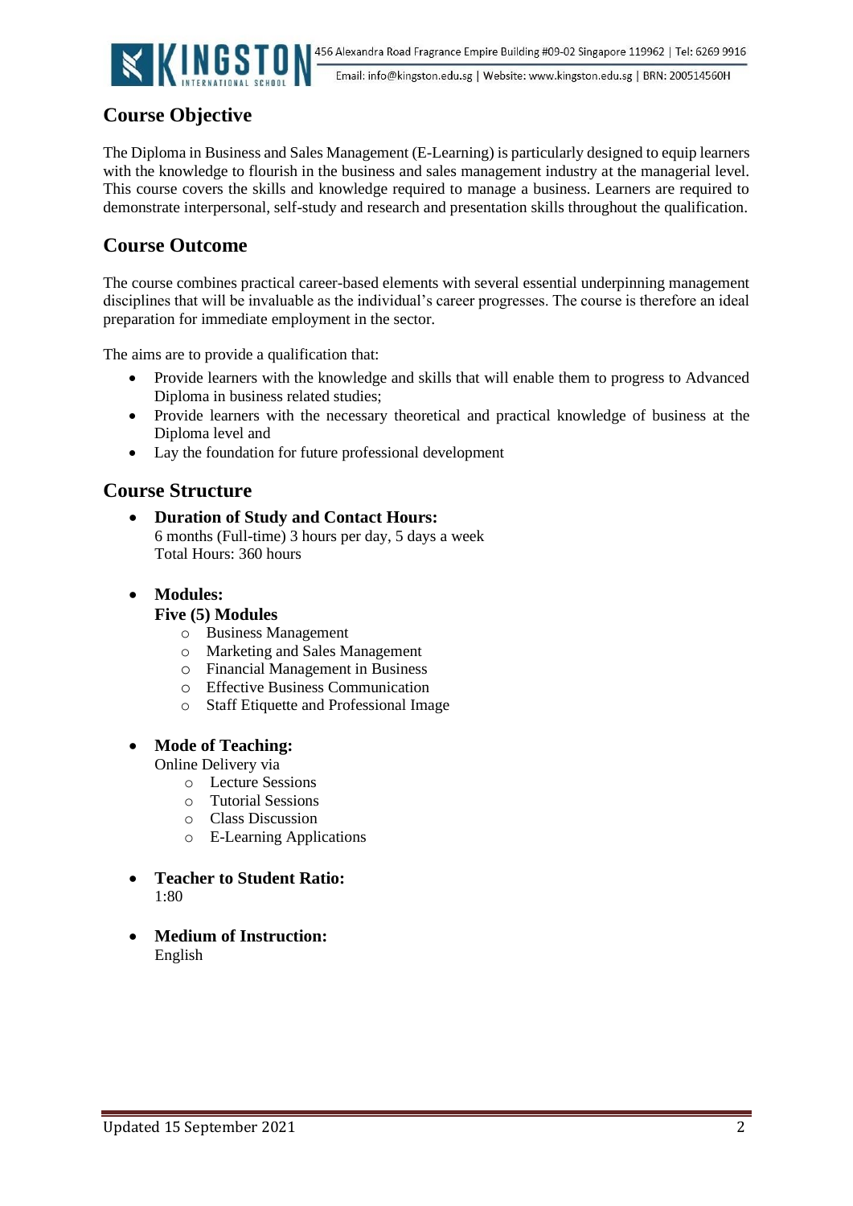## Course Objective

The Diploma in Business and Sales Management (E-Learning) is particularly designed to equip learners with the knowledge to flourish in the business and sales management industry at the managerial level. This course covers the skills and knowledge required to manage a business. Learners are required to demonstrate interpersonal, self-study and research and presentation skills throughout the qualification.

## Course Outcome

The course combines practical career-based elements with several essential underpinning management disciplines that will be invaluable as the individual's career progresses. The course is therefore an ideal preparation for immediate employment in the sector.

The aims are to provide a qualification that:

- Provide learners with the knowledge and skills that will enable them to progress to Advanced Diploma in business related studies;
- Provide learners with the necessary theoretical and practical knowledge of business at the Diploma level and
- Lay the foundation for future professional development

## Course Structure

- **Duration of Study and Contact Hours:**
  6 months (Full-time) 3 hours per day, 5 days a week
  Total Hours: 360 hours

- **Modules:**
  **Five (5) Modules**
  - Business Management
  - Marketing and Sales Management
  - Financial Management in Business
  - Effective Business Communication
  - Staff Etiquette and Professional Image

- **Mode of Teaching:**
  Online Delivery via
  - Lecture Sessions
  - Tutorial Sessions
  - Class Discussion
  - E-Learning Applications

- **Teacher to Student Ratio:**
  1:80

- **Medium of Instruction:**
  English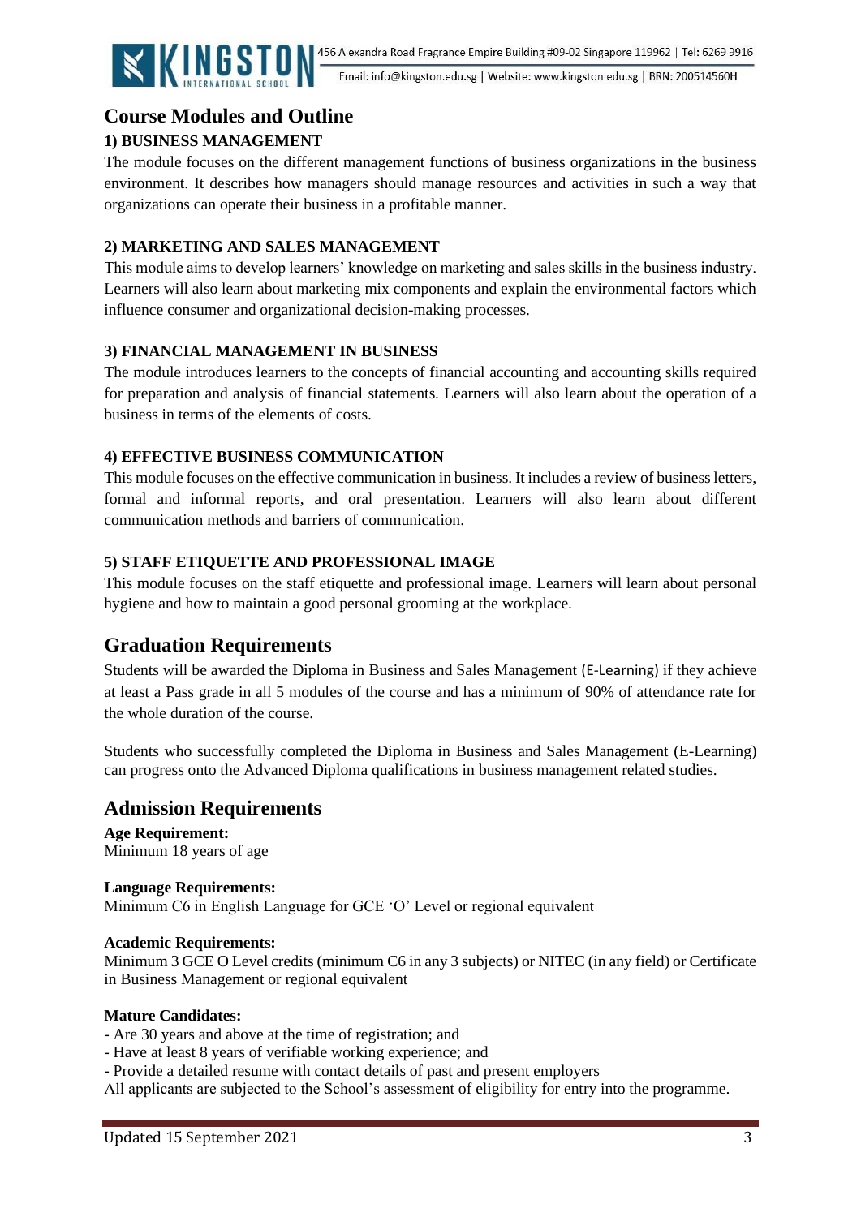## Course Modules and Outline

### 1) BUSINESS MANAGEMENT

The module focuses on the different management functions of business organizations in the business environment. It describes how managers should manage resources and activities in such a way that organizations can operate their business in a profitable manner.

### 2) MARKETING AND SALES MANAGEMENT

This module aims to develop learners' knowledge on marketing and sales skills in the business industry. Learners will also learn about marketing mix components and explain the environmental factors which influence consumer and organizational decision-making processes.

### 3) FINANCIAL MANAGEMENT IN BUSINESS

The module introduces learners to the concepts of financial accounting and accounting skills required for preparation and analysis of financial statements. Learners will also learn about the operation of a business in terms of the elements of costs.

### 4) EFFECTIVE BUSINESS COMMUNICATION

This module focuses on the effective communication in business. It includes a review of business letters, formal and informal reports, and oral presentation. Learners will also learn about different communication methods and barriers of communication.

### 5) STAFF ETIQUETTE AND PROFESSIONAL IMAGE

This module focuses on the staff etiquette and professional image. Learners will learn about personal hygiene and how to maintain a good personal grooming at the workplace.

## Graduation Requirements

Students will be awarded the Diploma in Business and Sales Management (E-Learning) if they achieve at least a Pass grade in all 5 modules of the course and has a minimum of 90% of attendance rate for the whole duration of the course.

Students who successfully completed the Diploma in Business and Sales Management (E-Learning) can progress onto the Advanced Diploma qualifications in business management related studies.

## Admission Requirements

**Age Requirement:**
Minimum 18 years of age

**Language Requirements:**
Minimum C6 in English Language for GCE 'O' Level or regional equivalent

**Academic Requirements:**
Minimum 3 GCE O Level credits (minimum C6 in any 3 subjects) or NITEC (in any field) or Certificate in Business Management or regional equivalent

**Mature Candidates:**
- Are 30 years and above at the time of registration; and
- Have at least 8 years of verifiable working experience; and
- Provide a detailed resume with contact details of past and present employers

All applicants are subjected to the School's assessment of eligibility for entry into the programme.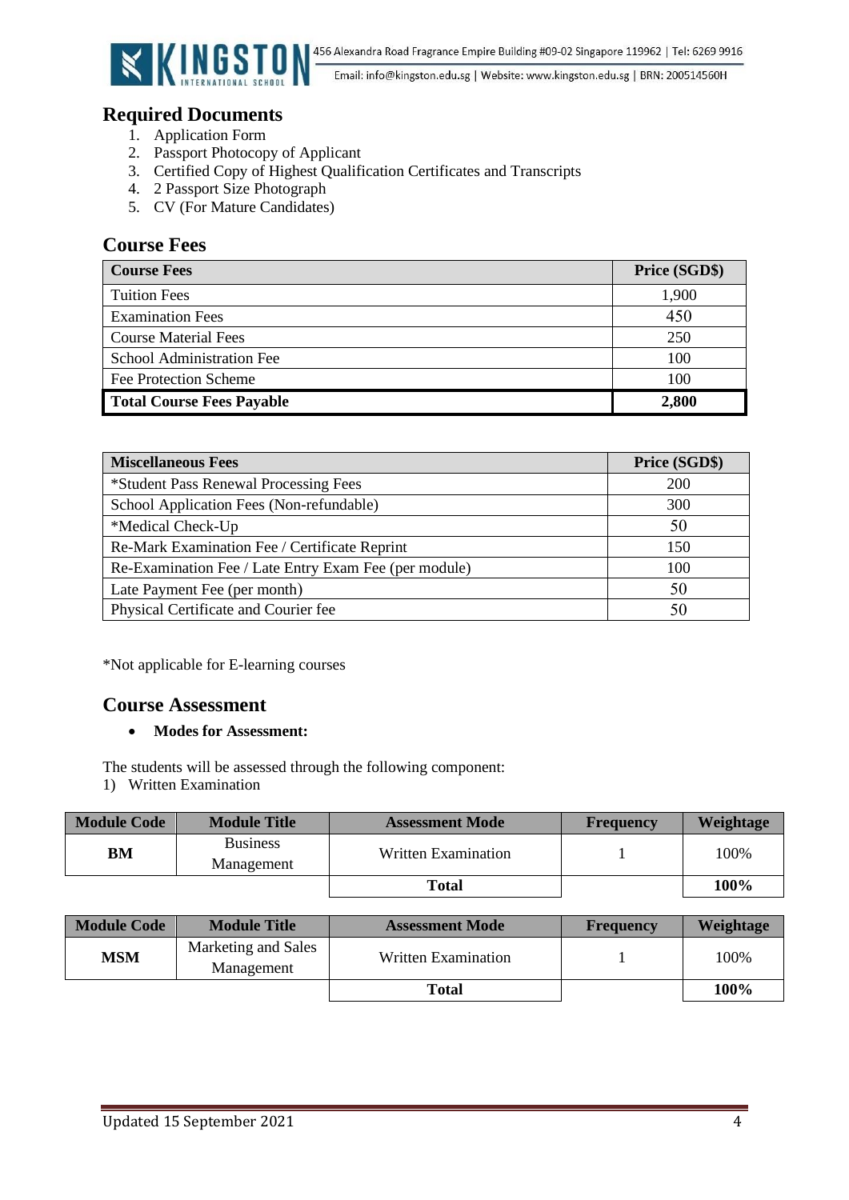## Required Documents

1. Application Form
2. Passport Photocopy of Applicant
3. Certified Copy of Highest Qualification Certificates and Transcripts
4. 2 Passport Size Photograph
5. CV (For Mature Candidates)

## Course Fees

| Course Fees | Price (SGD$) |
|---|---|
| Tuition Fees | 1,900 |
| Examination Fees | 450 |
| Course Material Fees | 250 |
| School Administration Fee | 100 |
| Fee Protection Scheme | 100 |
| **Total Course Fees Payable** | **2,800** |

| Miscellaneous Fees | Price (SGD$) |
|---|---|
| *Student Pass Renewal Processing Fees | 200 |
| School Application Fees (Non-refundable) | 300 |
| *Medical Check-Up | 50 |
| Re-Mark Examination Fee / Certificate Reprint | 150 |
| Re-Examination Fee / Late Entry Exam Fee (per module) | 100 |
| Late Payment Fee (per month) | 50 |
| Physical Certificate and Courier fee | 50 |

*Not applicable for E-learning courses

## Course Assessment

- **Modes for Assessment:**

The students will be assessed through the following component:
1) Written Examination

| Module Code | Module Title | Assessment Mode | Frequency | Weightage |
|---|---|---|---|---|
| **BM** | Business Management | Written Examination | 1 | 100% |
| | | **Total** | | **100%** |

| Module Code | Module Title | Assessment Mode | Frequency | Weightage |
|---|---|---|---|---|
| **MSM** | Marketing and Sales Management | Written Examination | 1 | 100% |
| | | **Total** | | **100%** |

Updated 15 September 2021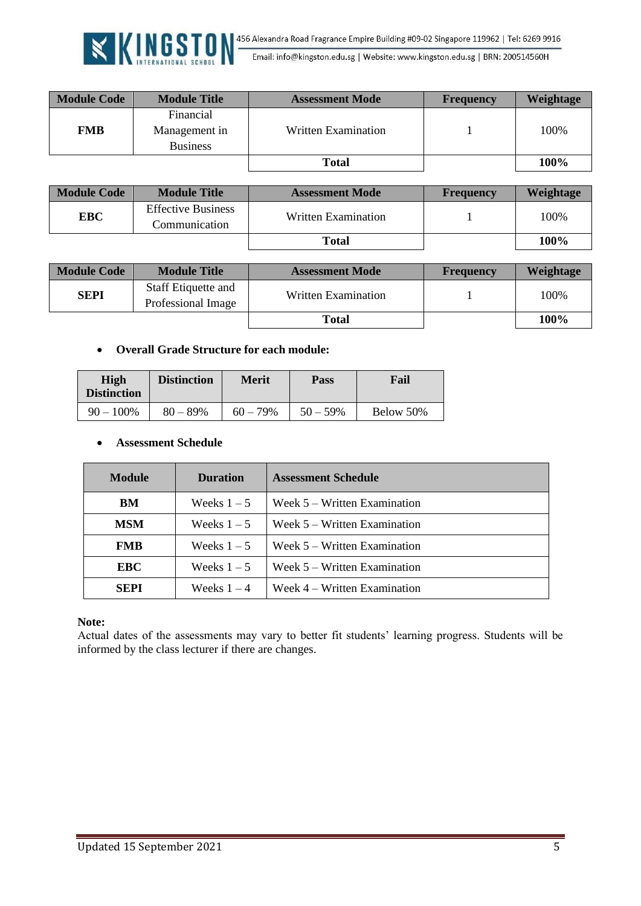| Module Code | Module Title | Assessment Mode | Frequency | Weightage |
|---|---|---|---|---|
| **FMB** | Financial Management in Business | Written Examination | 1 | 100% |
| | | **Total** | | **100%** |

| Module Code | Module Title | Assessment Mode | Frequency | Weightage |
|---|---|---|---|---|
| **EBC** | Effective Business Communication | Written Examination | 1 | 100% |
| | | **Total** | | **100%** |

| Module Code | Module Title | Assessment Mode | Frequency | Weightage |
|---|---|---|---|---|
| **SEPI** | Staff Etiquette and Professional Image | Written Examination | 1 | 100% |
| | | **Total** | | **100%** |

- **Overall Grade Structure for each module:**

| High Distinction | Distinction | Merit | Pass | Fail |
|---|---|---|---|---|
| 90 – 100% | 80 – 89% | 60 – 79% | 50 – 59% | Below 50% |

- **Assessment Schedule**

| Module | Duration | Assessment Schedule |
|---|---|---|
| **BM** | Weeks 1 – 5 | Week 5 – Written Examination |
| **MSM** | Weeks 1 – 5 | Week 5 – Written Examination |
| **FMB** | Weeks 1 – 5 | Week 5 – Written Examination |
| **EBC** | Weeks 1 – 5 | Week 5 – Written Examination |
| **SEPI** | Weeks 1 – 4 | Week 4 – Written Examination |

**Note:**
Actual dates of the assessments may vary to better fit students' learning progress. Students will be informed by the class lecturer if there are changes.